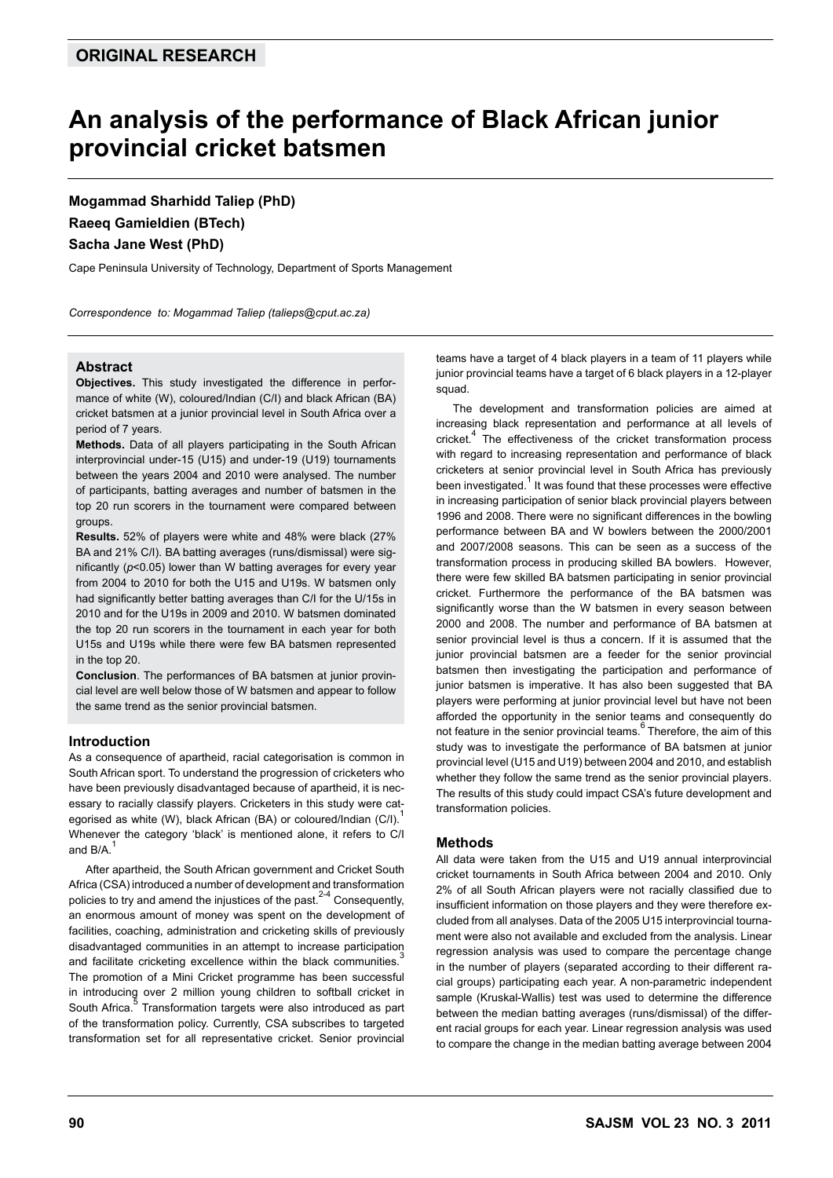**ORIGINAL RESEARCH**

# An analysis of the performance of Black African junior provincial cricket batsmen

**Mogammad Sharhidd Taliep (PhD)**
**Raeeq Gamieldien (BTech)**
**Sacha Jane West (PhD)**

Cape Peninsula University of Technology, Department of Sports Management

*Correspondence to: Mogammad Taliep (talieps@cput.ac.za)*

### Abstract

**Objectives.** This study investigated the difference in performance of white (W), coloured/Indian (C/I) and black African (BA) cricket batsmen at a junior provincial level in South Africa over a period of 7 years.

**Methods.** Data of all players participating in the South African interprovincial under-15 (U15) and under-19 (U19) tournaments between the years 2004 and 2010 were analysed. The number of participants, batting averages and number of batsmen in the top 20 run scorers in the tournament were compared between groups.

**Results.** 52% of players were white and 48% were black (27% BA and 21% C/I). BA batting averages (runs/dismissal) were significantly ($p$<0.05) lower than W batting averages for every year from 2004 to 2010 for both the U15 and U19s. W batsmen only had significantly better batting averages than C/I for the U/15s in 2010 and for the U19s in 2009 and 2010. W batsmen dominated the top 20 run scorers in the tournament in each year for both U15s and U19s while there were few BA batsmen represented in the top 20.

**Conclusion**. The performances of BA batsmen at junior provincial level are well below those of W batsmen and appear to follow the same trend as the senior provincial batsmen.

## Introduction

As a consequence of apartheid, racial categorisation is common in South African sport. To understand the progression of cricketers who have been previously disadvantaged because of apartheid, it is necessary to racially classify players. Cricketers in this study were categorised as white (W), black African (BA) or coloured/Indian (C/I).[1] Whenever the category 'black' is mentioned alone, it refers to C/I and B/A.[1]

After apartheid, the South African government and Cricket South Africa (CSA) introduced a number of development and transformation policies to try and amend the injustices of the past.[2-4] Consequently, an enormous amount of money was spent on the development of facilities, coaching, administration and cricketing skills of previously disadvantaged communities in an attempt to increase participation and facilitate cricketing excellence within the black communities.[3] The promotion of a Mini Cricket programme has been successful in introducing over 2 million young children to softball cricket in South Africa.[5] Transformation targets were also introduced as part of the transformation policy. Currently, CSA subscribes to targeted transformation set for all representative cricket. Senior provincial teams have a target of 4 black players in a team of 11 players while junior provincial teams have a target of 6 black players in a 12-player squad.

The development and transformation policies are aimed at increasing black representation and performance at all levels of cricket.[4] The effectiveness of the cricket transformation process with regard to increasing representation and performance of black cricketers at senior provincial level in South Africa has previously been investigated.[1] It was found that these processes were effective in increasing participation of senior black provincial players between 1996 and 2008. There were no significant differences in the bowling performance between BA and W bowlers between the 2000/2001 and 2007/2008 seasons. This can be seen as a success of the transformation process in producing skilled BA bowlers. However, there were few skilled BA batsmen participating in senior provincial cricket. Furthermore the performance of the BA batsmen was significantly worse than the W batsmen in every season between 2000 and 2008. The number and performance of BA batsmen at senior provincial level is thus a concern. If it is assumed that the junior provincial batsmen are a feeder for the senior provincial batsmen then investigating the participation and performance of junior batsmen is imperative. It has also been suggested that BA players were performing at junior provincial level but have not been afforded the opportunity in the senior teams and consequently do not feature in the senior provincial teams.[6] Therefore, the aim of this study was to investigate the performance of BA batsmen at junior provincial level (U15 and U19) between 2004 and 2010, and establish whether they follow the same trend as the senior provincial players. The results of this study could impact CSA's future development and transformation policies.

## Methods

All data were taken from the U15 and U19 annual interprovincial cricket tournaments in South Africa between 2004 and 2010. Only 2% of all South African players were not racially classified due to insufficient information on those players and they were therefore excluded from all analyses. Data of the 2005 U15 interprovincial tournament were also not available and excluded from the analysis. Linear regression analysis was used to compare the percentage change in the number of players (separated according to their different racial groups) participating each year. A non-parametric independent sample (Kruskal-Wallis) test was used to determine the difference between the median batting averages (runs/dismissal) of the different racial groups for each year. Linear regression analysis was used to compare the change in the median batting average between 2004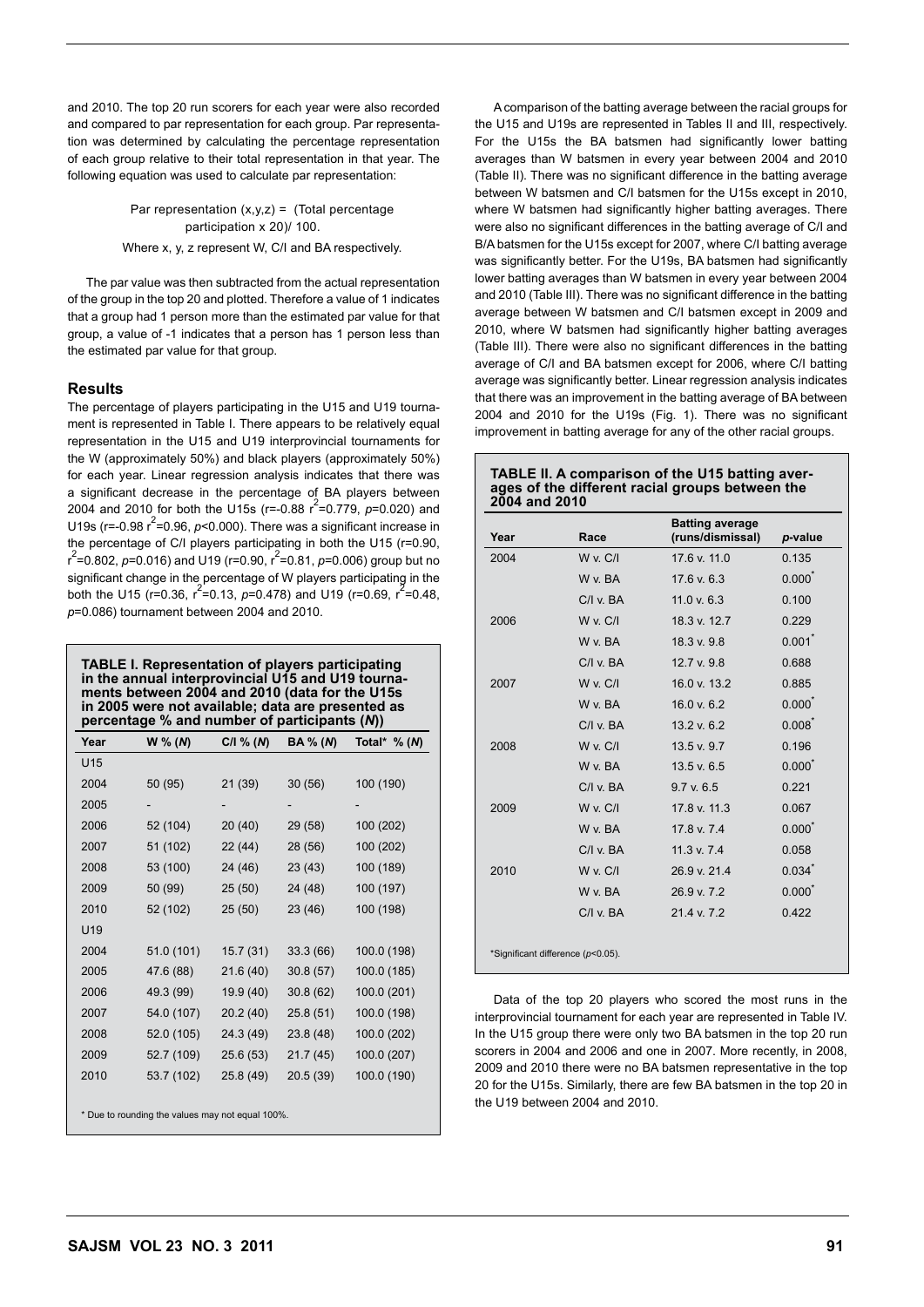and 2010. The top 20 run scorers for each year were also recorded and compared to par representation for each group. Par representation was determined by calculating the percentage representation of each group relative to their total representation in that year. The following equation was used to calculate par representation:

Par representation (x,y,z) = (Total percentage participation x 20)/ 100.

Where x, y, z represent W, C/I and BA respectively.

The par value was then subtracted from the actual representation of the group in the top 20 and plotted. Therefore a value of 1 indicates that a group had 1 person more than the estimated par value for that group, a value of -1 indicates that a person has 1 person less than the estimated par value for that group.

## Results

The percentage of players participating in the U15 and U19 tournament is represented in Table I. There appears to be relatively equal representation in the U15 and U19 interprovincial tournaments for the W (approximately 50%) and black players (approximately 50%) for each year. Linear regression analysis indicates that there was a significant decrease in the percentage of BA players between 2004 and 2010 for both the U15s ($r$=-0.88 $r^2$=0.779, $p$=0.020) and U19s ($r$=-0.98 $r^2$=0.96, $p$<0.000). There was a significant increase in the percentage of C/I players participating in both the U15 ($r$=0.90, $r^2$=0.802, $p$=0.016) and U19 ($r$=0.90, $r^2$=0.81, $p$=0.006) group but no significant change in the percentage of W players participating in the both the U15 ($r$=0.36, $r^2$=0.13, $p$=0.478) and U19 ($r$=0.69, $r^2$=0.48, $p$=0.086) tournament between 2004 and 2010.

**TABLE I. Representation of players participating in the annual interprovincial U15 and U19 tournaments between 2004 and 2010 (data for the U15s in 2005 were not available; data are presented as percentage % and number of participants (*N*))**

| Year | W % (*N*) | C/I % (*N*) | BA % (*N*) | Total* % (*N*) |
|---|---|---|---|---|
| U15 | | | | |
| 2004 | 50 (95) | 21 (39) | 30 (56) | 100 (190) |
| 2005 | - | - | - | - |
| 2006 | 52 (104) | 20 (40) | 29 (58) | 100 (202) |
| 2007 | 51 (102) | 22 (44) | 28 (56) | 100 (202) |
| 2008 | 53 (100) | 24 (46) | 23 (43) | 100 (189) |
| 2009 | 50 (99) | 25 (50) | 24 (48) | 100 (197) |
| 2010 | 52 (102) | 25 (50) | 23 (46) | 100 (198) |
| U19 | | | | |
| 2004 | 51.0 (101) | 15.7 (31) | 33.3 (66) | 100.0 (198) |
| 2005 | 47.6 (88) | 21.6 (40) | 30.8 (57) | 100.0 (185) |
| 2006 | 49.3 (99) | 19.9 (40) | 30.8 (62) | 100.0 (201) |
| 2007 | 54.0 (107) | 20.2 (40) | 25.8 (51) | 100.0 (198) |
| 2008 | 52.0 (105) | 24.3 (49) | 23.8 (48) | 100.0 (202) |
| 2009 | 52.7 (109) | 25.6 (53) | 21.7 (45) | 100.0 (207) |
| 2010 | 53.7 (102) | 25.8 (49) | 20.5 (39) | 100.0 (190) |

\* Due to rounding the values may not equal 100%.

A comparison of the batting average between the racial groups for the U15 and U19s are represented in Tables II and III, respectively. For the U15s the BA batsmen had significantly lower batting averages than W batsmen in every year between 2004 and 2010 (Table II). There was no significant difference in the batting average between W batsmen and C/I batsmen for the U15s except in 2010, where W batsmen had significantly higher batting averages. There were also no significant differences in the batting average of C/I and B/A batsmen for the U15s except for 2007, where C/I batting average was significantly better. For the U19s, BA batsmen had significantly lower batting averages than W batsmen in every year between 2004 and 2010 (Table III). There was no significant difference in the batting average between W batsmen and C/I batsmen except in 2009 and 2010, where W batsmen had significantly higher batting averages (Table III). There were also no significant differences in the batting average of C/I and BA batsmen except for 2006, where C/I batting average was significantly better. Linear regression analysis indicates that there was an improvement in the batting average of BA between 2004 and 2010 for the U19s (Fig. 1). There was no significant improvement in batting average for any of the other racial groups.

**TABLE II. A comparison of the U15 batting averages of the different racial groups between the 2004 and 2010**

| Year | Race | Batting average (runs/dismissal) | *p*-value |
|---|---|---|---|
| 2004 | W v. C/I | 17.6 v. 11.0 | 0.135 |
| | W v. BA | 17.6 v. 6.3 | 0.000* |
| | C/I v. BA | 11.0 v. 6.3 | 0.100 |
| 2006 | W v. C/I | 18.3 v. 12.7 | 0.229 |
| | W v. BA | 18.3 v. 9.8 | 0.001* |
| | C/I v. BA | 12.7 v. 9.8 | 0.688 |
| 2007 | W v. C/I | 16.0 v. 13.2 | 0.885 |
| | W v. BA | 16.0 v. 6.2 | 0.000* |
| | C/I v. BA | 13.2 v. 6.2 | 0.008* |
| 2008 | W v. C/I | 13.5 v. 9.7 | 0.196 |
| | W v. BA | 13.5 v. 6.5 | 0.000* |
| | C/I v. BA | 9.7 v. 6.5 | 0.221 |
| 2009 | W v. C/I | 17.8 v. 11.3 | 0.067 |
| | W v. BA | 17.8 v. 7.4 | 0.000* |
| | C/I v. BA | 11.3 v. 7.4 | 0.058 |
| 2010 | W v. C/I | 26.9 v. 21.4 | 0.034* |
| | W v. BA | 26.9 v. 7.2 | 0.000* |
| | C/I v. BA | 21.4 v. 7.2 | 0.422 |

*Significant difference ($p$<0.05).

Data of the top 20 players who scored the most runs in the interprovincial tournament for each year are represented in Table IV. In the U15 group there were only two BA batsmen in the top 20 run scorers in 2004 and 2006 and one in 2007. More recently, in 2008, 2009 and 2010 there were no BA batsmen representative in the top 20 for the U15s. Similarly, there are few BA batsmen in the top 20 in the U19 between 2004 and 2010.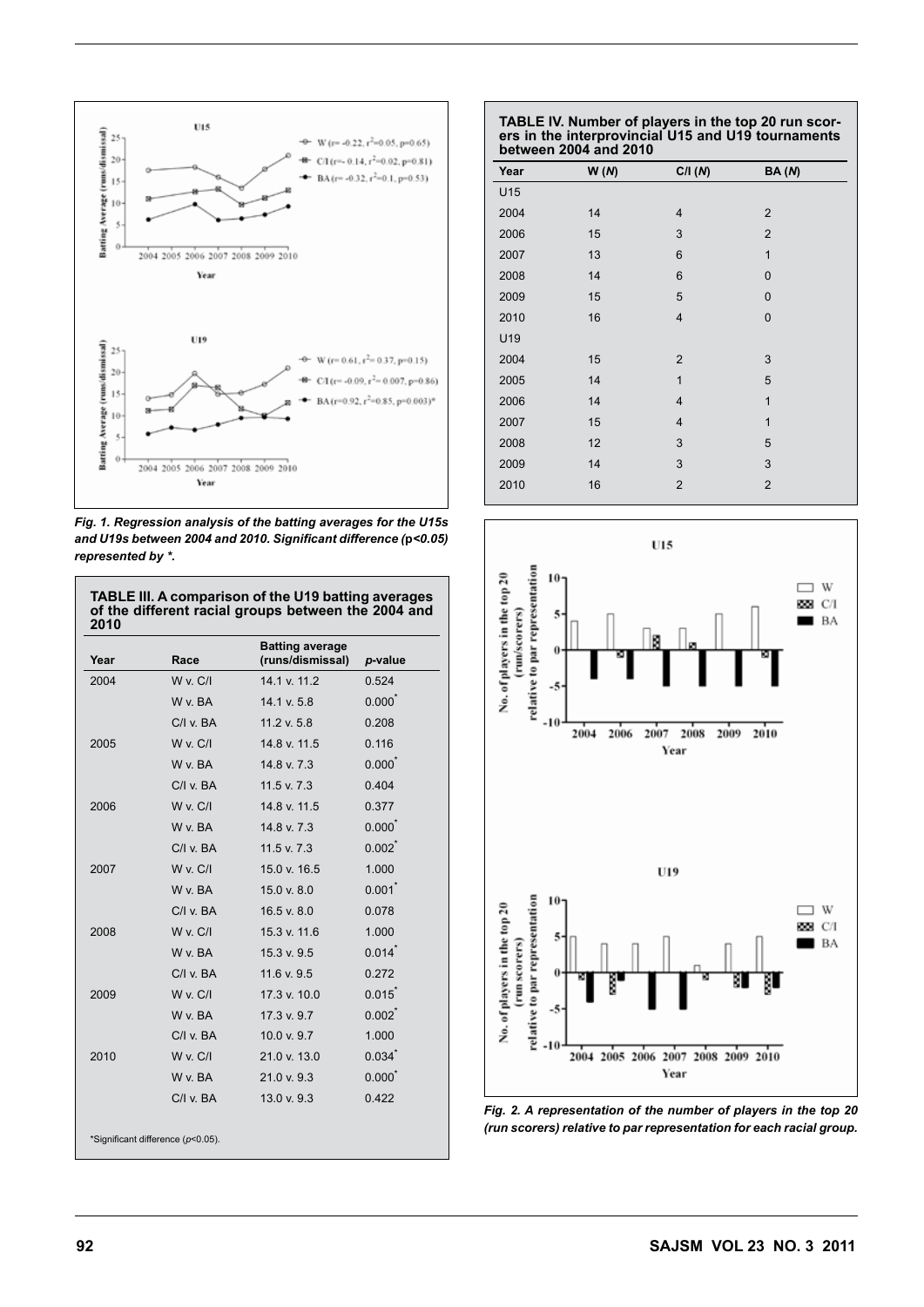*Fig. 1. Regression analysis of the batting averages for the U15s and U19s between 2004 and 2010. Significant difference (p<0.05) represented by \*.*

**TABLE III. A comparison of the U19 batting averages of the different racial groups between the 2004 and 2010**

| Year | Race | Batting average (runs/dismissal) | *p*-value |
|---|---|---|---|
| 2004 | W v. C/I | 14.1 v. 11.2 | 0.524 |
| | W v. BA | 14.1 v. 5.8 | 0.000* |
| | C/I v. BA | 11.2 v. 5.8 | 0.208 |
| 2005 | W v. C/I | 14.8 v. 11.5 | 0.116 |
| | W v. BA | 14.8 v. 7.3 | 0.000* |
| | C/I v. BA | 11.5 v. 7.3 | 0.404 |
| 2006 | W v. C/I | 14.8 v. 11.5 | 0.377 |
| | W v. BA | 14.8 v. 7.3 | 0.000* |
| | C/I v. BA | 11.5 v. 7.3 | 0.002* |
| 2007 | W v. C/I | 15.0 v. 16.5 | 1.000 |
| | W v. BA | 15.0 v. 8.0 | 0.001* |
| | C/I v. BA | 16.5 v. 8.0 | 0.078 |
| 2008 | W v. C/I | 15.3 v. 11.6 | 1.000 |
| | W v. BA | 15.3 v. 9.5 | 0.014* |
| | C/I v. BA | 11.6 v. 9.5 | 0.272 |
| 2009 | W v. C/I | 17.3 v. 10.0 | 0.015* |
| | W v. BA | 17.3 v. 9.7 | 0.002* |
| | C/I v. BA | 10.0 v. 9.7 | 1.000 |
| 2010 | W v. C/I | 21.0 v. 13.0 | 0.034* |
| | W v. BA | 21.0 v. 9.3 | 0.000* |
| | C/I v. BA | 13.0 v. 9.3 | 0.422 |

*Significant difference ($p<0.05$).

**TABLE IV. Number of players in the top 20 run scorers in the interprovincial U15 and U19 tournaments between 2004 and 2010**

| Year | W (*N*) | C/I (*N*) | BA (*N*) |
|---|---|---|---|
| U15 | | | |
| 2004 | 14 | 4 | 2 |
| 2006 | 15 | 3 | 2 |
| 2007 | 13 | 6 | 1 |
| 2008 | 14 | 6 | 0 |
| 2009 | 15 | 5 | 0 |
| 2010 | 16 | 4 | 0 |
| U19 | | | |
| 2004 | 15 | 2 | 3 |
| 2005 | 14 | 1 | 5 |
| 2006 | 14 | 4 | 1 |
| 2007 | 15 | 4 | 1 |
| 2008 | 12 | 3 | 5 |
| 2009 | 14 | 3 | 3 |
| 2010 | 16 | 2 | 2 |

*Fig. 2. A representation of the number of players in the top 20 (run scorers) relative to par representation for each racial group.*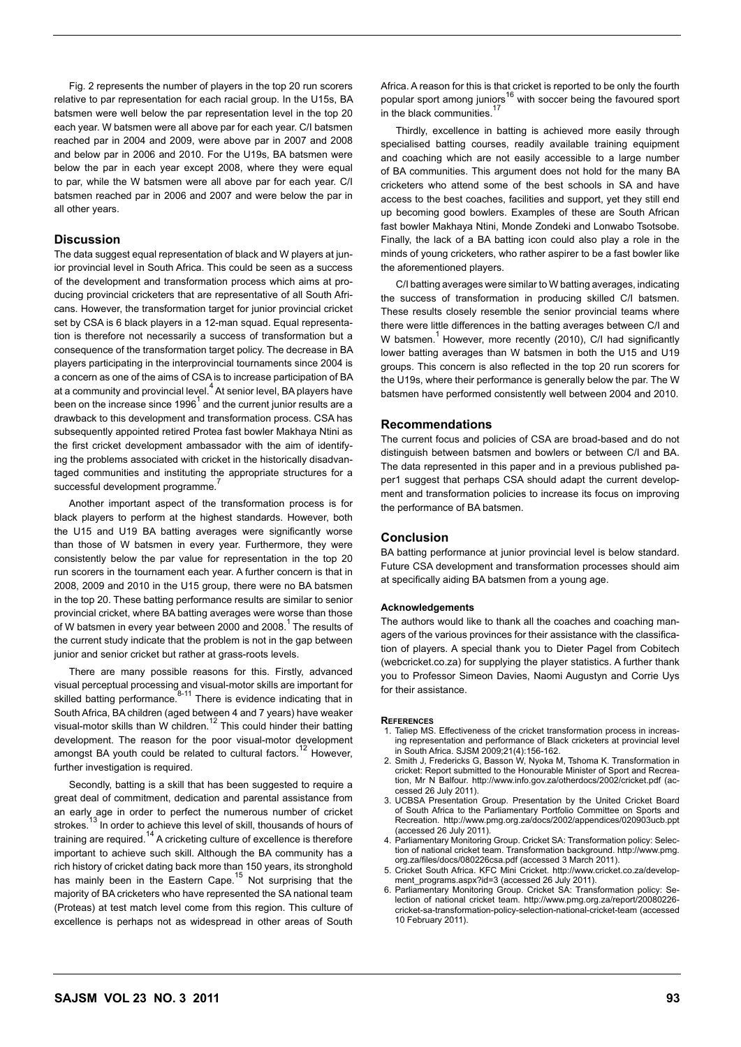Fig. 2 represents the number of players in the top 20 run scorers relative to par representation for each racial group. In the U15s, BA batsmen were well below the par representation level in the top 20 each year. W batsmen were all above par for each year. C/I batsmen reached par in 2004 and 2009, were above par in 2007 and 2008 and below par in 2006 and 2010. For the U19s, BA batsmen were below the par in each year except 2008, where they were equal to par, while the W batsmen were all above par for each year. C/I batsmen reached par in 2006 and 2007 and were below the par in all other years.

## Discussion

The data suggest equal representation of black and W players at junior provincial level in South Africa. This could be seen as a success of the development and transformation process which aims at producing provincial cricketers that are representative of all South Africans. However, the transformation target for junior provincial cricket set by CSA is 6 black players in a 12-man squad. Equal representation is therefore not necessarily a success of transformation but a consequence of the transformation target policy. The decrease in BA players participating in the interprovincial tournaments since 2004 is a concern as one of the aims of CSA is to increase participation of BA at a community and provincial level.[4] At senior level, BA players have been on the increase since 1996[1] and the current junior results are a drawback to this development and transformation process. CSA has subsequently appointed retired Protea fast bowler Makhaya Ntini as the first cricket development ambassador with the aim of identifying the problems associated with cricket in the historically disadvantaged communities and instituting the appropriate structures for a successful development programme.[7]

Another important aspect of the transformation process is for black players to perform at the highest standards. However, both the U15 and U19 BA batting averages were significantly worse than those of W batsmen in every year. Furthermore, they were consistently below the par value for representation in the top 20 run scorers in the tournament each year. A further concern is that in 2008, 2009 and 2010 in the U15 group, there were no BA batsmen in the top 20. These batting performance results are similar to senior provincial cricket, where BA batting averages were worse than those of W batsmen in every year between 2000 and 2008.[1] The results of the current study indicate that the problem is not in the gap between junior and senior cricket but rather at grass-roots levels.

There are many possible reasons for this. Firstly, advanced visual perceptual processing and visual-motor skills are important for skilled batting performance.[8-11] There is evidence indicating that in South Africa, BA children (aged between 4 and 7 years) have weaker visual-motor skills than W children.[12] This could hinder their batting development. The reason for the poor visual-motor development amongst BA youth could be related to cultural factors.[12] However, further investigation is required.

Secondly, batting is a skill that has been suggested to require a great deal of commitment, dedication and parental assistance from an early age in order to perfect the numerous number of cricket strokes.[13] In order to achieve this level of skill, thousands of hours of training are required.[14] A cricketing culture of excellence is therefore important to achieve such skill. Although the BA community has a rich history of cricket dating back more than 150 years, its stronghold has mainly been in the Eastern Cape.[15] Not surprising that the majority of BA cricketers who have represented the SA national team (Proteas) at test match level come from this region. This culture of excellence is perhaps not as widespread in other areas of South Africa. A reason for this is that cricket is reported to be only the fourth popular sport among juniors[16] with soccer being the favoured sport in the black communities.[17]

Thirdly, excellence in batting is achieved more easily through specialised batting courses, readily available training equipment and coaching which are not easily accessible to a large number of BA communities. This argument does not hold for the many BA cricketers who attend some of the best schools in SA and have access to the best coaches, facilities and support, yet they still end up becoming good bowlers. Examples of these are South African fast bowler Makhaya Ntini, Monde Zondeki and Lonwabo Tsotsobe. Finally, the lack of a BA batting icon could also play a role in the minds of young cricketers, who rather aspirer to be a fast bowler like the aforementioned players.

C/I batting averages were similar to W batting averages, indicating the success of transformation in producing skilled C/I batsmen. These results closely resemble the senior provincial teams where there were little differences in the batting averages between C/I and W batsmen.[1] However, more recently (2010), C/I had significantly lower batting averages than W batsmen in both the U15 and U19 groups. This concern is also reflected in the top 20 run scorers for the U19s, where their performance is generally below the par. The W batsmen have performed consistently well between 2004 and 2010.

## Recommendations

The current focus and policies of CSA are broad-based and do not distinguish between batsmen and bowlers or between C/I and BA. The data represented in this paper and in a previous published paper1 suggest that perhaps CSA should adapt the current development and transformation policies to increase its focus on improving the performance of BA batsmen.

## Conclusion

BA batting performance at junior provincial level is below standard. Future CSA development and transformation processes should aim at specifically aiding BA batsmen from a young age.

#### Acknowledgements

The authors would like to thank all the coaches and coaching managers of the various provinces for their assistance with the classification of players. A special thank you to Dieter Pagel from Cobitech (webcricket.co.za) for supplying the player statistics. A further thank you to Professor Simeon Davies, Naomi Augustyn and Corrie Uys for their assistance.

#### References

1. Taliep MS. Effectiveness of the cricket transformation process in increasing representation and performance of Black cricketers at provincial level in South Africa. SJSM 2009;21(4):156-162.
2. Smith J, Fredericks G, Basson W, Nyoka M, Tshoma K. Transformation in cricket: Report submitted to the Honourable Minister of Sport and Recreation, Mr N Balfour. http://www.info.gov.za/otherdocs/2002/cricket.pdf (accessed 26 July 2011).
3. UCBSA Presentation Group. Presentation by the United Cricket Board of South Africa to the Parliamentary Portfolio Committee on Sports and Recreation. http://www.pmg.org.za/docs/2002/appendices/020903ucb.ppt (accessed 26 July 2011).
4. Parliamentary Monitoring Group. Cricket SA: Transformation policy: Selection of national cricket team. Transformation background. http://www.pmg.org.za/files/docs/080226csa.pdf (accessed 3 March 2011).
5. Cricket South Africa. KFC Mini Cricket. http://www.cricket.co.za/development_programs.aspx?id=3 (accessed 26 July 2011).
6. Parliamentary Monitoring Group. Cricket SA: Transformation policy: Selection of national cricket team. http://www.pmg.org.za/report/20080226-cricket-sa-transformation-policy-selection-national-cricket-team (accessed 10 February 2011).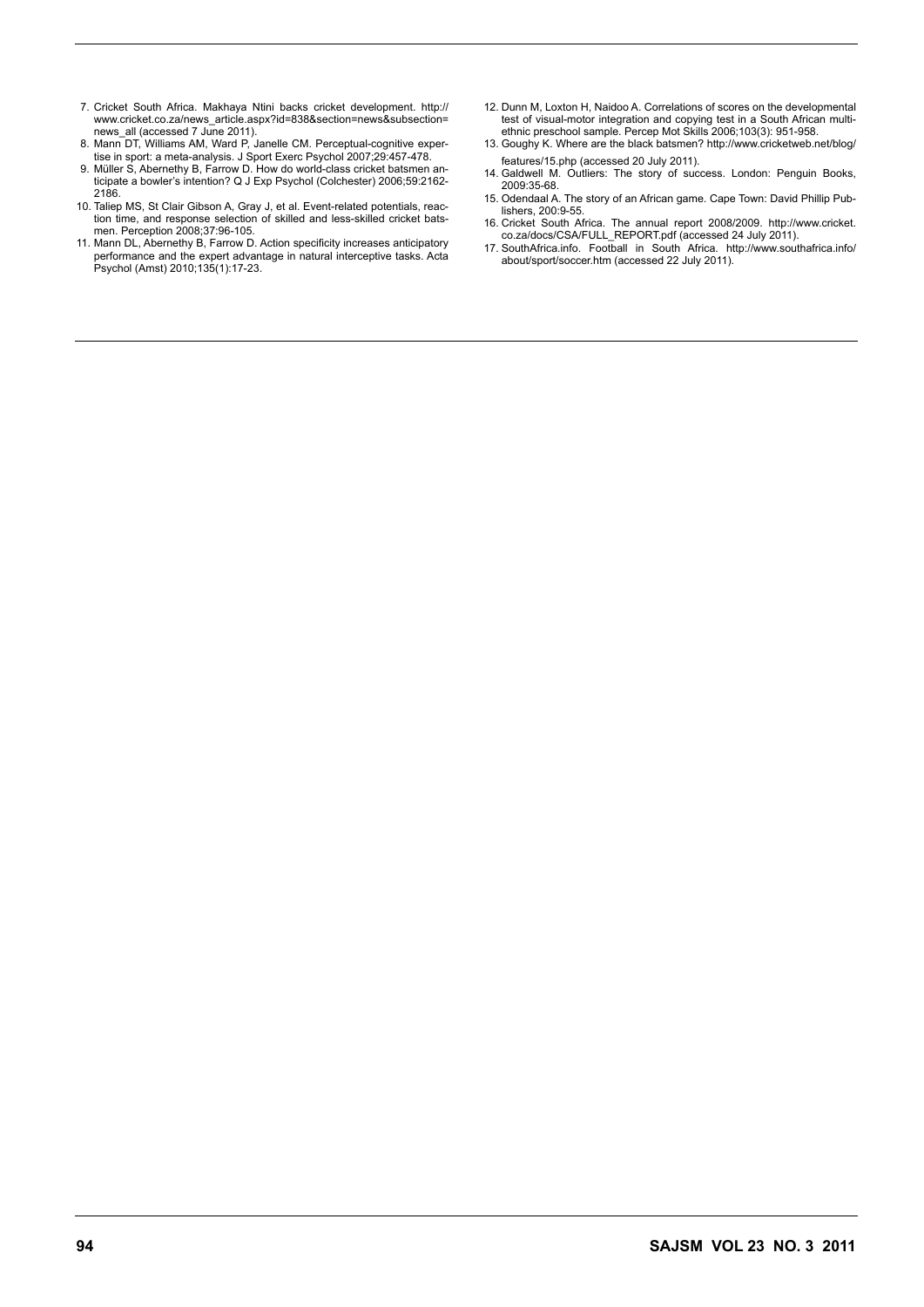7. Cricket South Africa. Makhaya Ntini backs cricket development. http://www.cricket.co.za/news_article.aspx?id=838&section=news&subsection=news_all (accessed 7 June 2011).
8. Mann DT, Williams AM, Ward P, Janelle CM. Perceptual-cognitive expertise in sport: a meta-analysis. J Sport Exerc Psychol 2007;29:457-478.
9. Müller S, Abernethy B, Farrow D. How do world-class cricket batsmen anticipate a bowler's intention? Q J Exp Psychol (Colchester) 2006;59:2162-2186.
10. Taliep MS, St Clair Gibson A, Gray J, et al. Event-related potentials, reaction time, and response selection of skilled and less-skilled cricket batsmen. Perception 2008;37:96-105.
11. Mann DL, Abernethy B, Farrow D. Action specificity increases anticipatory performance and the expert advantage in natural interceptive tasks. Acta Psychol (Amst) 2010;135(1):17-23.
12. Dunn M, Loxton H, Naidoo A. Correlations of scores on the developmental test of visual-motor integration and copying test in a South African multi-ethnic preschool sample. Percep Mot Skills 2006;103(3): 951-958.
13. Goughy K. Where are the black batsmen? http://www.cricketweb.net/blog/features/15.php (accessed 20 July 2011).
14. Galdwell M. Outliers: The story of success. London: Penguin Books, 2009:35-68.
15. Odendaal A. The story of an African game. Cape Town: David Phillip Publishers, 200:9-55.
16. Cricket South Africa. The annual report 2008/2009. http://www.cricket.co.za/docs/CSA/FULL_REPORT.pdf (accessed 24 July 2011).
17. SouthAfrica.info. Football in South Africa. http://www.southafrica.info/about/sport/soccer.htm (accessed 22 July 2011).